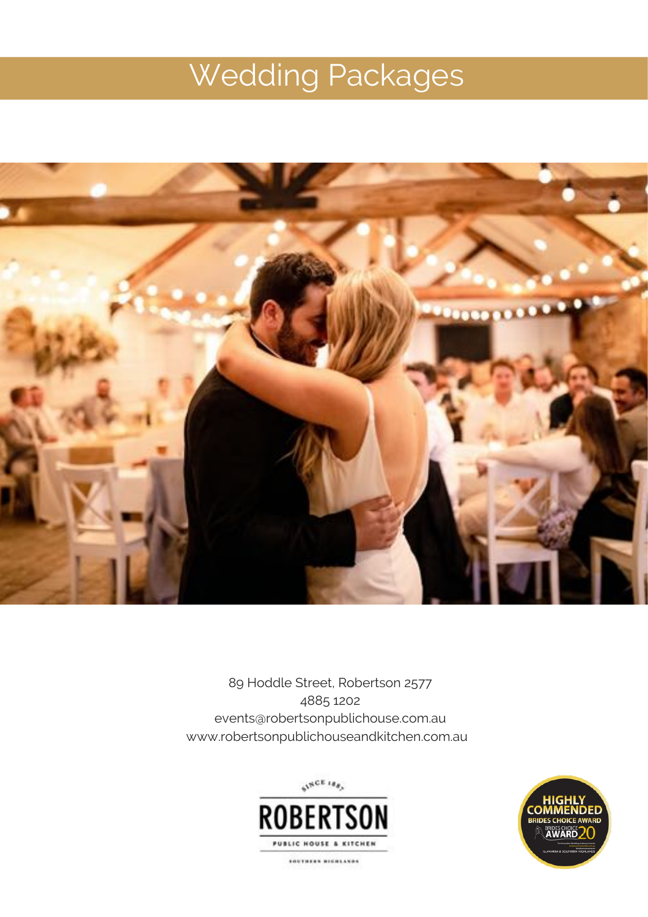# Wedding Packages

89 Hoddle Street, Robertson 2577
4885 1202
events@robertsonpublichouse.com.au
www.robertsonpublichouseandkitchen.com.au

SINCE 1887
ROBERTSON
PUBLIC HOUSE & KITCHEN
SOUTHERN HIGHLANDS

HIGHLY COMMENDED
BRIDES CHOICE AWARD
BRIDES CHOICE AWARD 20
ILLAWARRA & SOUTHERN HIGHLANDS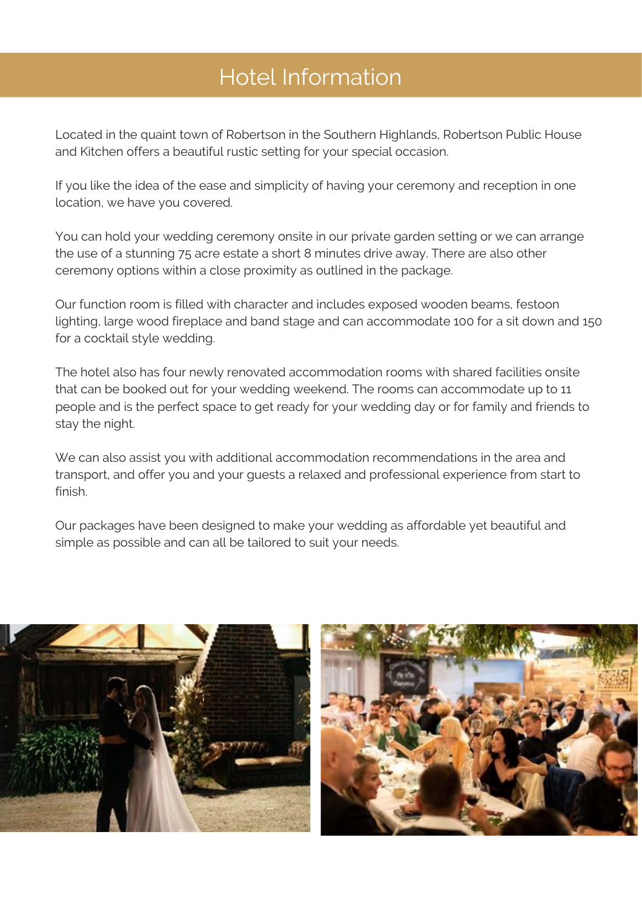# Hotel Information

Located in the quaint town of Robertson in the Southern Highlands, Robertson Public House and Kitchen offers a beautiful rustic setting for your special occasion.

If you like the idea of the ease and simplicity of having your ceremony and reception in one location, we have you covered.

You can hold your wedding ceremony onsite in our private garden setting or we can arrange the use of a stunning 75 acre estate a short 8 minutes drive away. There are also other ceremony options within a close proximity as outlined in the package.

Our function room is filled with character and includes exposed wooden beams, festoon lighting, large wood fireplace and band stage and can accommodate 100 for a sit down and 150 for a cocktail style wedding.

The hotel also has four newly renovated accommodation rooms with shared facilities onsite that can be booked out for your wedding weekend. The rooms can accommodate up to 11 people and is the perfect space to get ready for your wedding day or for family and friends to stay the night.

We can also assist you with additional accommodation recommendations in the area and transport, and offer you and your guests a relaxed and professional experience from start to finish.

Our packages have been designed to make your wedding as affordable yet beautiful and simple as possible and can all be tailored to suit your needs.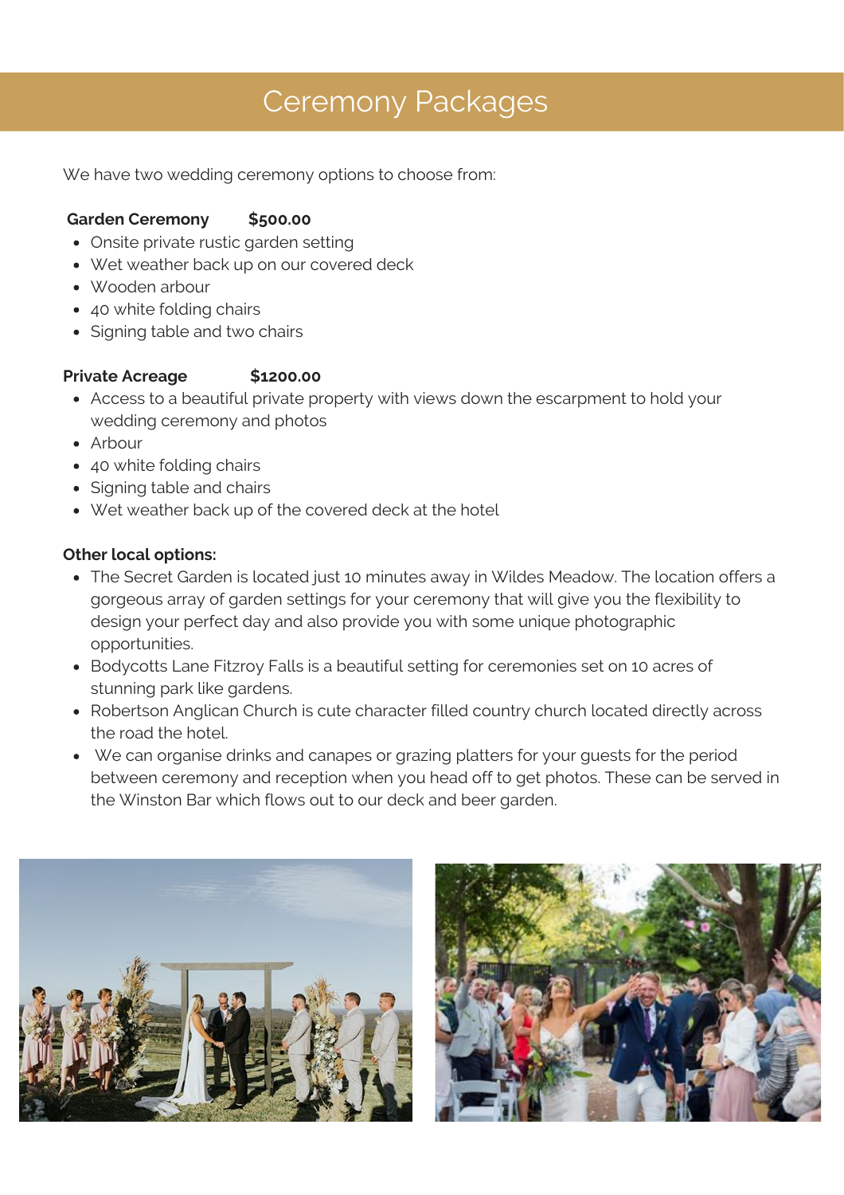# Ceremony Packages

We have two wedding ceremony options to choose from:

**Garden Ceremony $500.00**

- Onsite private rustic garden setting
- Wet weather back up on our covered deck
- Wooden arbour
- 40 white folding chairs
- Signing table and two chairs

**Private Acreage $1200.00**

- Access to a beautiful private property with views down the escarpment to hold your wedding ceremony and photos
- Arbour
- 40 white folding chairs
- Signing table and chairs
- Wet weather back up of the covered deck at the hotel

**Other local options:**

- The Secret Garden is located just 10 minutes away in Wildes Meadow. The location offers a gorgeous array of garden settings for your ceremony that will give you the flexibility to design your perfect day and also provide you with some unique photographic opportunities.
- Bodycotts Lane Fitzroy Falls is a beautiful setting for ceremonies set on 10 acres of stunning park like gardens.
- Robertson Anglican Church is cute character filled country church located directly across the road the hotel.
- We can organise drinks and canapes or grazing platters for your guests for the period between ceremony and reception when you head off to get photos. These can be served in the Winston Bar which flows out to our deck and beer garden.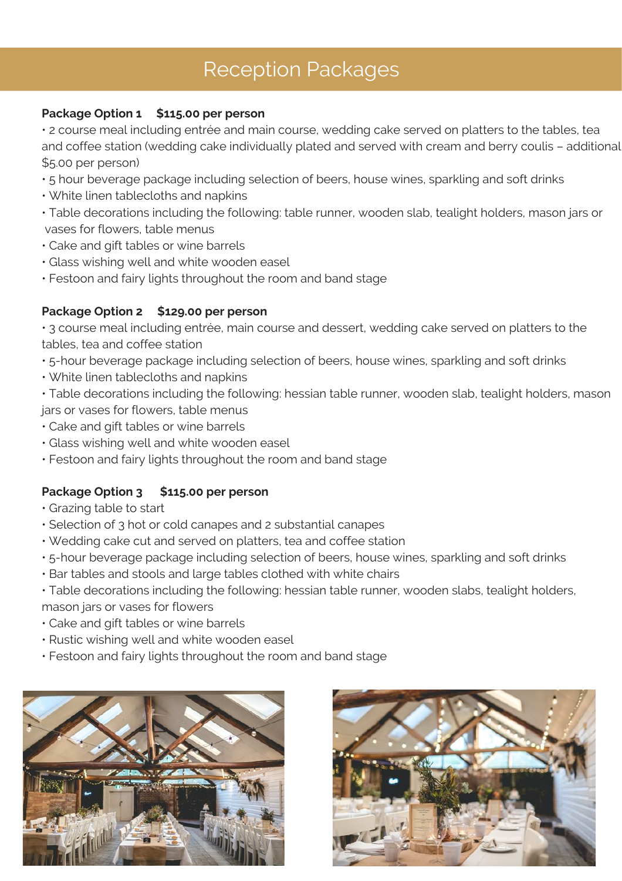# Reception Packages

**Package Option 1 $115.00 per person**

- 2 course meal including entrée and main course, wedding cake served on platters to the tables, tea and coffee station (wedding cake individually plated and served with cream and berry coulis – additional $5.00 per person)
- 5 hour beverage package including selection of beers, house wines, sparkling and soft drinks
- White linen tablecloths and napkins
- Table decorations including the following: table runner, wooden slab, tealight holders, mason jars or vases for flowers, table menus
- Cake and gift tables or wine barrels
- Glass wishing well and white wooden easel
- Festoon and fairy lights throughout the room and band stage

**Package Option 2 $129.00 per person**

- 3 course meal including entrée, main course and dessert, wedding cake served on platters to the tables, tea and coffee station
- 5-hour beverage package including selection of beers, house wines, sparkling and soft drinks
- White linen tablecloths and napkins
- Table decorations including the following: hessian table runner, wooden slab, tealight holders, mason jars or vases for flowers, table menus
- Cake and gift tables or wine barrels
- Glass wishing well and white wooden easel
- Festoon and fairy lights throughout the room and band stage

**Package Option 3 $115.00 per person**

- Grazing table to start
- Selection of 3 hot or cold canapes and 2 substantial canapes
- Wedding cake cut and served on platters, tea and coffee station
- 5-hour beverage package including selection of beers, house wines, sparkling and soft drinks
- Bar tables and stools and large tables clothed with white chairs
- Table decorations including the following: hessian table runner, wooden slabs, tealight holders, mason jars or vases for flowers
- Cake and gift tables or wine barrels
- Rustic wishing well and white wooden easel
- Festoon and fairy lights throughout the room and band stage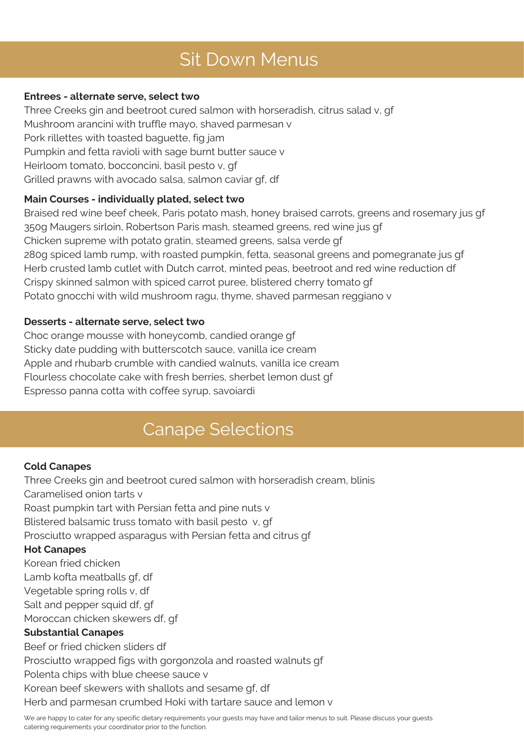## Sit Down Menus

**Entrees - alternate serve, select two**

Three Creeks gin and beetroot cured salmon with horseradish, citrus salad v, gf
Mushroom arancini with truffle mayo, shaved parmesan v
Pork rillettes with toasted baguette, fig jam
Pumpkin and fetta ravioli with sage burnt butter sauce v
Heirloom tomato, bocconcini, basil pesto v, gf
Grilled prawns with avocado salsa, salmon caviar gf, df

**Main Courses - individually plated, select two**

Braised red wine beef cheek, Paris potato mash, honey braised carrots, greens and rosemary jus gf
350g Maugers sirloin, Robertson Paris mash, steamed greens, red wine jus gf
Chicken supreme with potato gratin, steamed greens, salsa verde gf
280g spiced lamb rump, with roasted pumpkin, fetta, seasonal greens and pomegranate jus gf
Herb crusted lamb cutlet with Dutch carrot, minted peas, beetroot and red wine reduction df
Crispy skinned salmon with spiced carrot puree, blistered cherry tomato gf
Potato gnocchi with wild mushroom ragu, thyme, shaved parmesan reggiano v

**Desserts - alternate serve, select two**

Choc orange mousse with honeycomb, candied orange gf
Sticky date pudding with butterscotch sauce, vanilla ice cream
Apple and rhubarb crumble with candied walnuts, vanilla ice cream
Flourless chocolate cake with fresh berries, sherbet lemon dust gf
Espresso panna cotta with coffee syrup, savoiardi

## Canape Selections

**Cold Canapes**

Three Creeks gin and beetroot cured salmon with horseradish cream, blinis
Caramelised onion tarts v
Roast pumpkin tart with Persian fetta and pine nuts v
Blistered balsamic truss tomato with basil pesto v, gf
Prosciutto wrapped asparagus with Persian fetta and citrus gf

**Hot Canapes**

Korean fried chicken
Lamb kofta meatballs gf, df
Vegetable spring rolls v, df
Salt and pepper squid df, gf
Moroccan chicken skewers df, gf

**Substantial Canapes**

Beef or fried chicken sliders df
Prosciutto wrapped figs with gorgonzola and roasted walnuts gf
Polenta chips with blue cheese sauce v
Korean beef skewers with shallots and sesame gf, df
Herb and parmesan crumbed Hoki with tartare sauce and lemon v

We are happy to cater for any specific dietary requirements your guests may have and tailor menus to suit. Please discuss your guests catering requirements your coordinator prior to the function.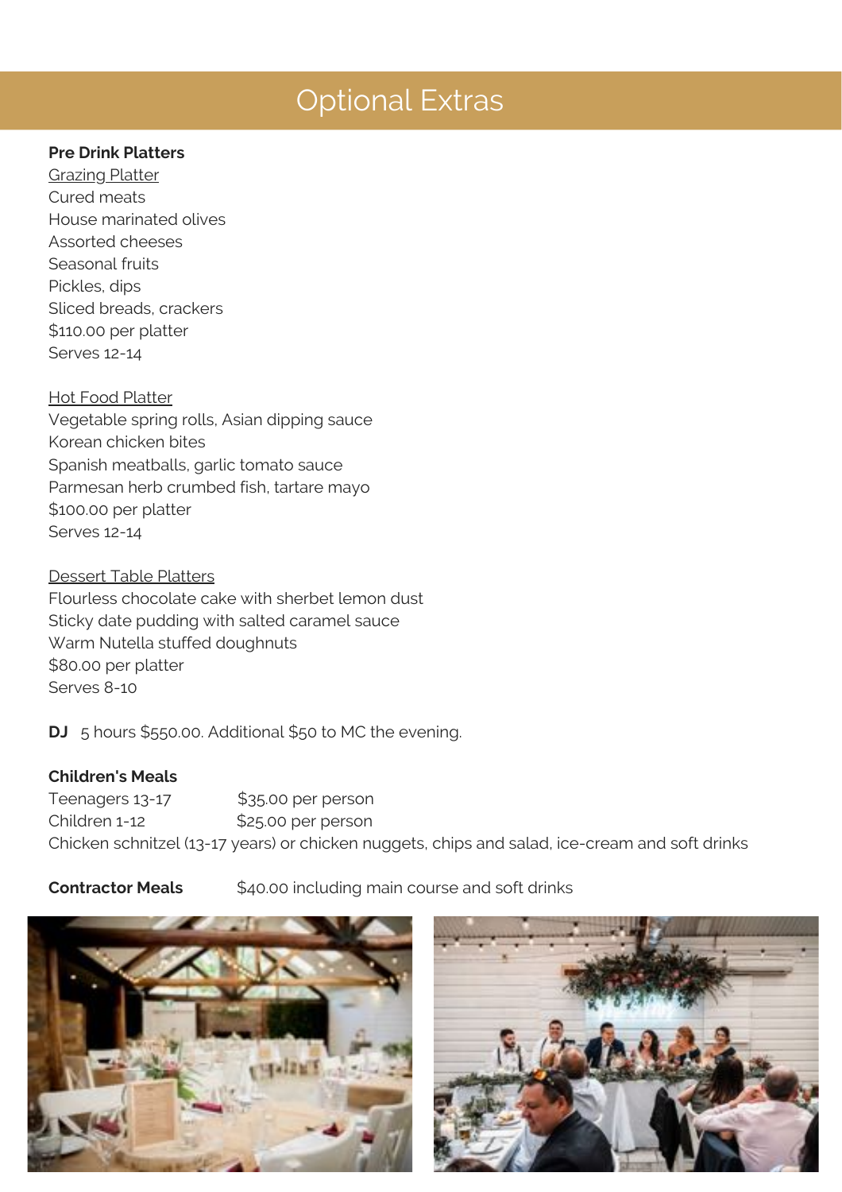# Optional Extras

**Pre Drink Platters**

Grazing Platter
Cured meats
House marinated olives
Assorted cheeses
Seasonal fruits
Pickles, dips
Sliced breads, crackers
$110.00 per platter
Serves 12-14

Hot Food Platter
Vegetable spring rolls, Asian dipping sauce
Korean chicken bites
Spanish meatballs, garlic tomato sauce
Parmesan herb crumbed fish, tartare mayo
$100.00 per platter
Serves 12-14

Dessert Table Platters
Flourless chocolate cake with sherbet lemon dust
Sticky date pudding with salted caramel sauce
Warm Nutella stuffed doughnuts
$80.00 per platter
Serves 8-10

**DJ** 5 hours $550.00. Additional $50 to MC the evening.

**Children's Meals**

Teenagers 13-17 $35.00 per person
Children 1-12 $25.00 per person
Chicken schnitzel (13-17 years) or chicken nuggets, chips and salad, ice-cream and soft drinks

**Contractor Meals** $40.00 including main course and soft drinks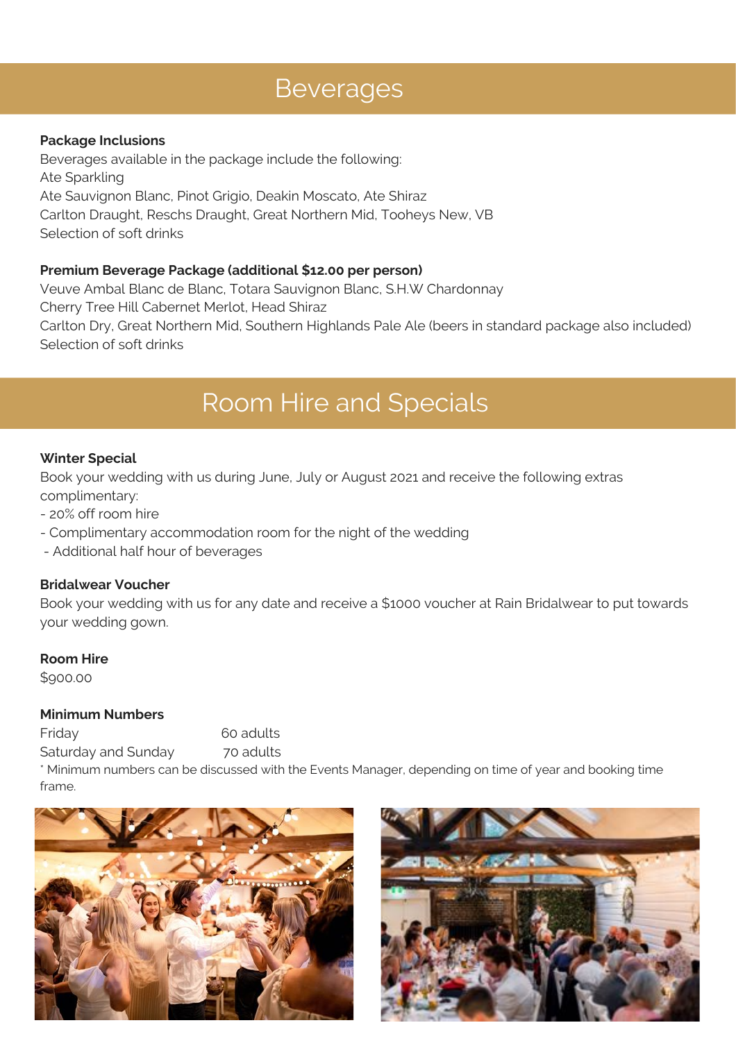# Beverages

**Package Inclusions**

Beverages available in the package include the following:
Ate Sparkling
Ate Sauvignon Blanc, Pinot Grigio, Deakin Moscato, Ate Shiraz
Carlton Draught, Reschs Draught, Great Northern Mid, Tooheys New, VB
Selection of soft drinks

**Premium Beverage Package (additional $12.00 per person)**

Veuve Ambal Blanc de Blanc, Totara Sauvignon Blanc, S.H.W Chardonnay
Cherry Tree Hill Cabernet Merlot, Head Shiraz
Carlton Dry, Great Northern Mid, Southern Highlands Pale Ale (beers in standard package also included)
Selection of soft drinks

# Room Hire and Specials

**Winter Special**

Book your wedding with us during June, July or August 2021 and receive the following extras complimentary:

- 20% off room hire
- Complimentary accommodation room for the night of the wedding
- Additional half hour of beverages

**Bridalwear Voucher**

Book your wedding with us for any date and receive a $1000 voucher at Rain Bridalwear to put towards your wedding gown.

**Room Hire**

$900.00

**Minimum Numbers**

| | |
|---|---|
| Friday | 60 adults |
| Saturday and Sunday | 70 adults |

* Minimum numbers can be discussed with the Events Manager, depending on time of year and booking time frame.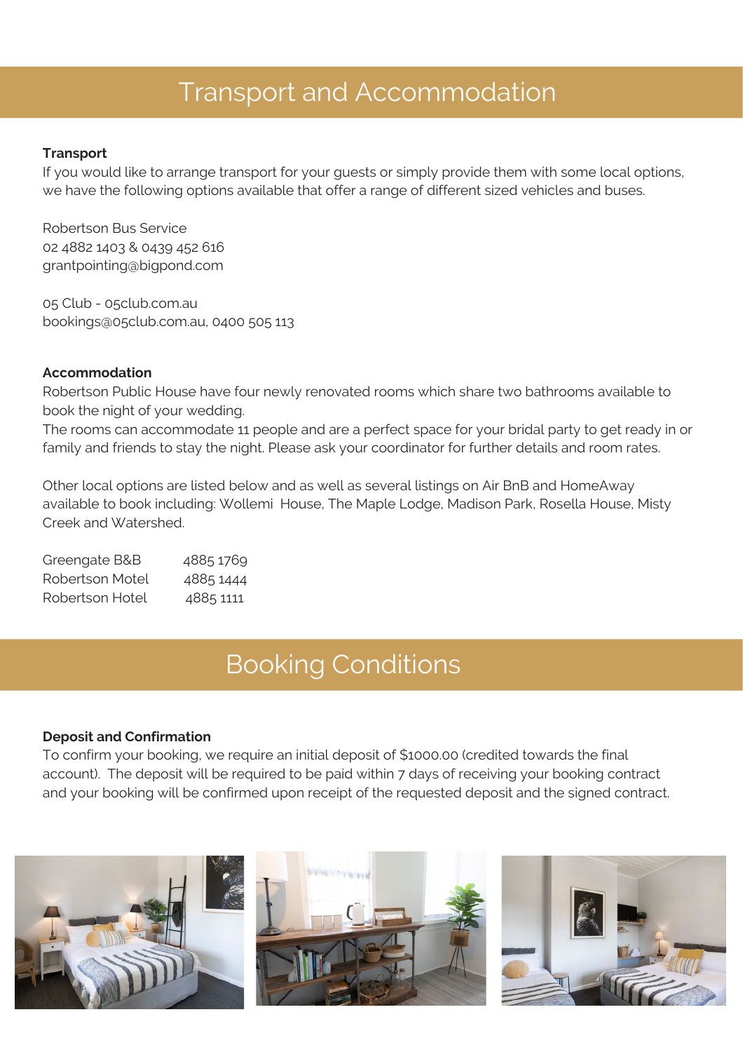# Transport and Accommodation

**Transport**

If you would like to arrange transport for your guests or simply provide them with some local options, we have the following options available that offer a range of different sized vehicles and buses.

Robertson Bus Service
02 4882 1403 & 0439 452 616
grantpointing@bigpond.com

05 Club - 05club.com.au
bookings@05club.com.au, 0400 505 113

**Accommodation**

Robertson Public House have four newly renovated rooms which share two bathrooms available to book the night of your wedding.
The rooms can accommodate 11 people and are a perfect space for your bridal party to get ready in or family and friends to stay the night. Please ask your coordinator for further details and room rates.

Other local options are listed below and as well as several listings on Air BnB and HomeAway available to book including: Wollemi House, The Maple Lodge, Madison Park, Rosella House, Misty Creek and Watershed.

| | |
|---|---|
| Greengate B&B | 4885 1769 |
| Robertson Motel | 4885 1444 |
| Robertson Hotel | 4885 1111 |

# Booking Conditions

**Deposit and Confirmation**

To confirm your booking, we require an initial deposit of $1000.00 (credited towards the final account). The deposit will be required to be paid within 7 days of receiving your booking contract and your booking will be confirmed upon receipt of the requested deposit and the signed contract.